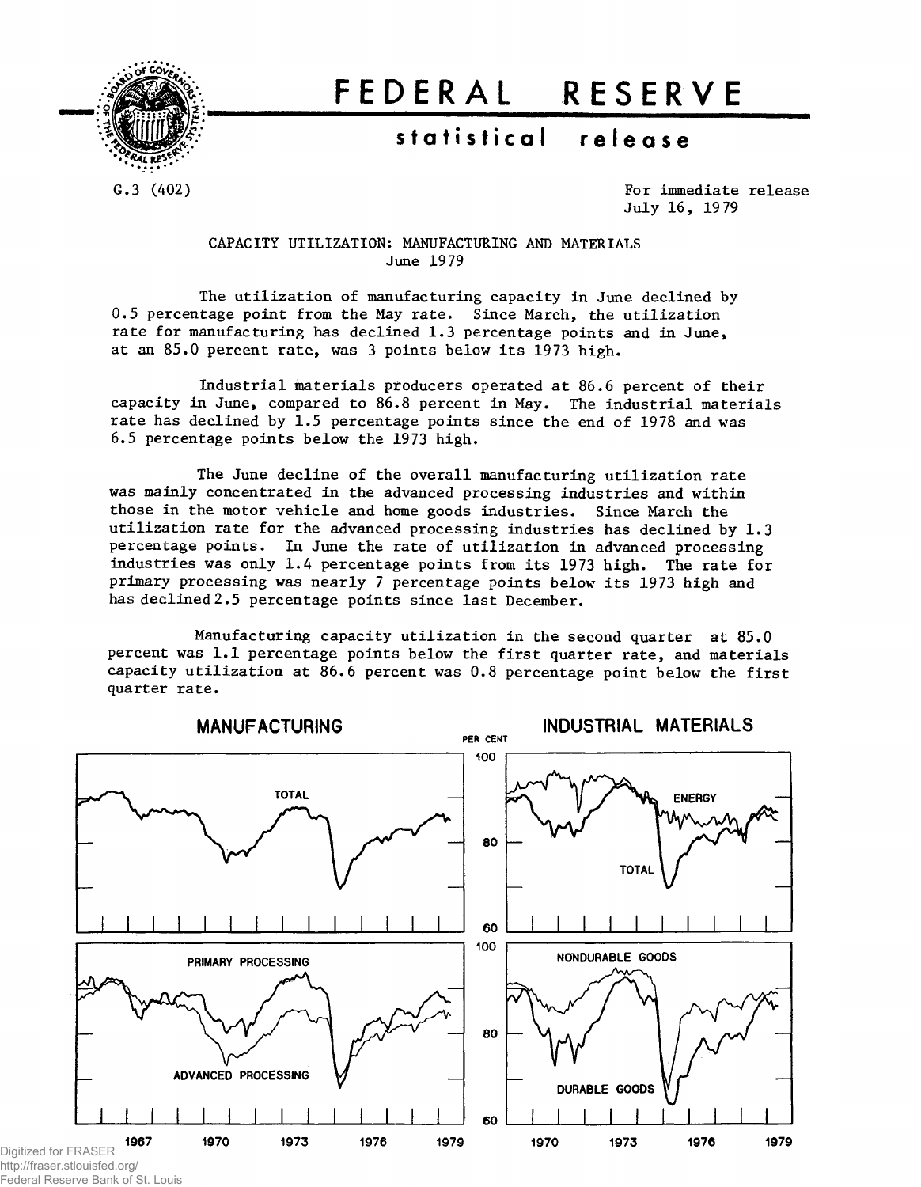# FEDERAL RESERVE

## statistical release

G.3 (402)

For immediate release
July 16, 1979

### CAPACITY UTILIZATION: MANUFACTURING AND MATERIALS
### June 1979

The utilization of manufacturing capacity in June declined by 0.5 percentage point from the May rate. Since March, the utilization rate for manufacturing has declined 1.3 percentage points and in June, at an 85.0 percent rate, was 3 points below its 1973 high.

Industrial materials producers operated at 86.6 percent of their capacity in June, compared to 86.8 percent in May. The industrial materials rate has declined by 1.5 percentage points since the end of 1978 and was 6.5 percentage points below the 1973 high.

The June decline of the overall manufacturing utilization rate was mainly concentrated in the advanced processing industries and within those in the motor vehicle and home goods industries. Since March the utilization rate for the advanced processing industries has declined by 1.3 percentage points. In June the rate of utilization in advanced processing industries was only 1.4 percentage points from its 1973 high. The rate for primary processing was nearly 7 percentage points below its 1973 high and has declined 2.5 percentage points since last December.

Manufacturing capacity utilization in the second quarter at 85.0 percent was 1.1 percentage points below the first quarter rate, and materials capacity utilization at 86.6 percent was 0.8 percentage point below the first quarter rate.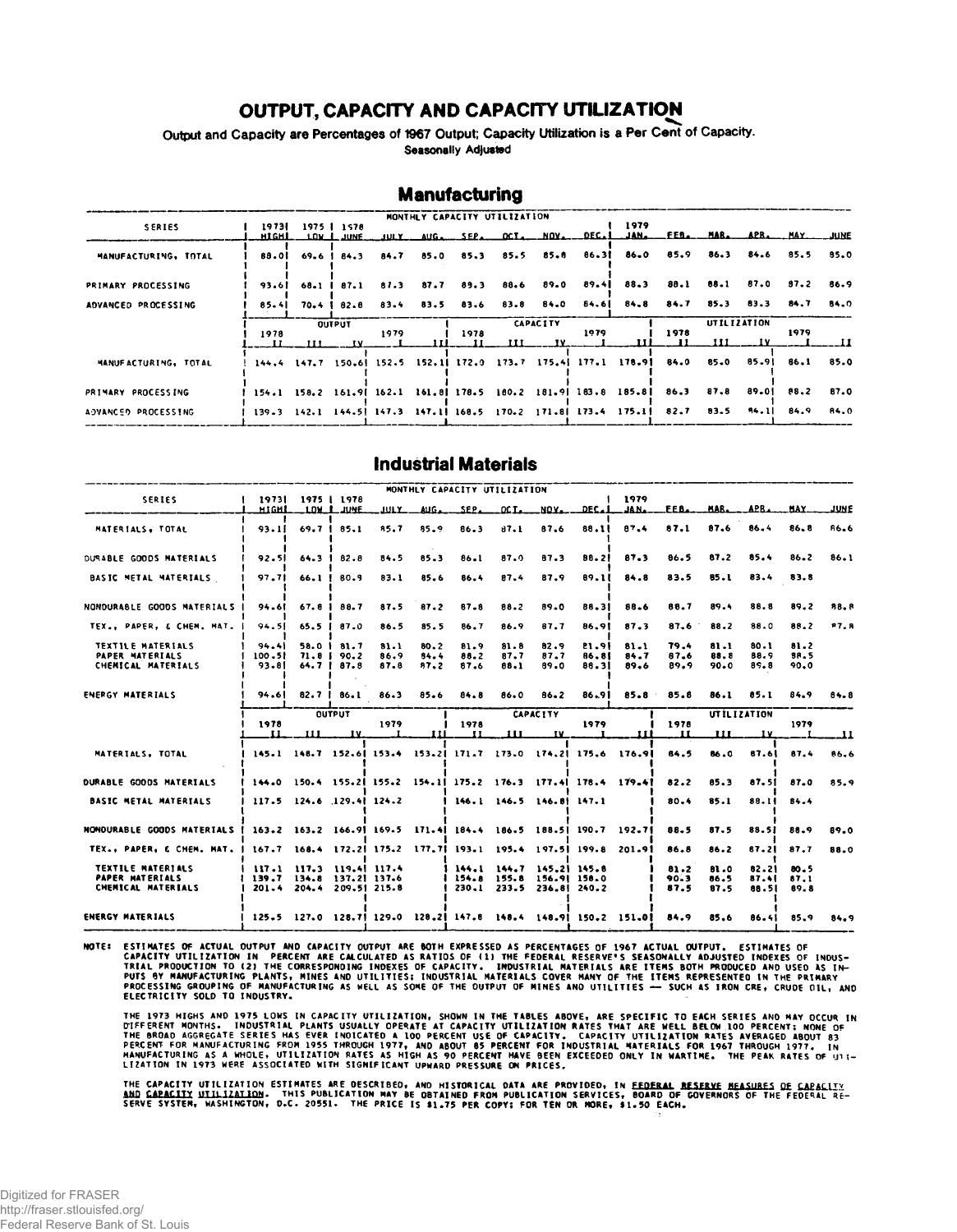# OUTPUT, CAPACITY AND CAPACITY UTILIZATION

Output and Capacity are Percentages of 1967 Output; Capacity Utilization is a Per Cent of Capacity.
Seasonally Adjusted

## Manufacturing

| SERIES | 1973 HIGH | 1975 LOW | 1978 JUNE | JULY | AUG. | SEP. | OCT. | NOV. | DEC. | 1979 JAN. | FEB. | MAR. | APR. | MAY | JUNE |
|---|---|---|---|---|---|---|---|---|---|---|---|---|---|---|---|
| | MONTHLY CAPACITY UTILIZATION | | | | | | | | | | | | | | |
| MANUFACTURING, TOTAL | 88.0 | 69.6 | 84.3 | 84.7 | 85.0 | 85.3 | 85.5 | 85.8 | 86.3 | 86.0 | 85.9 | 86.3 | 84.6 | 85.5 | 85.0 |
| PRIMARY PROCESSING | 93.6 | 68.1 | 87.1 | 87.3 | 87.7 | 89.3 | 88.6 | 89.0 | 89.4 | 88.3 | 88.1 | 88.1 | 87.0 | 87.2 | 86.9 |
| ADVANCED PROCESSING | 85.4 | 70.4 | 82.8 | 83.4 | 83.5 | 83.6 | 83.8 | 84.0 | 84.6 | 84.8 | 84.7 | 85.3 | 83.3 | 84.7 | 84.0 |

| | OUTPUT | | | | | CAPACITY | | | | | UTILIZATION | | | | |
|---|---|---|---|---|---|---|---|---|---|---|---|---|---|---|---|
| | 1978 II | III | IV | 1979 I | II | 1978 II | III | IV | 1979 I | II | 1978 II | III | IV | 1979 I | II |
| MANUFACTURING, TOTAL | 144.4 | 147.7 | 150.6 | 152.5 | 152.1 | 172.0 | 173.7 | 175.4 | 177.1 | 178.9 | 84.0 | 85.0 | 85.9 | 86.1 | 85.0 |
| PRIMARY PROCESSING | 154.1 | 158.2 | 161.9 | 162.1 | 161.8 | 178.5 | 180.2 | 181.9 | 183.8 | 185.8 | 86.3 | 87.8 | 89.0 | 88.2 | 87.0 |
| ADVANCED PROCESSING | 139.3 | 142.1 | 144.5 | 147.3 | 147.1 | 168.5 | 170.2 | 171.8 | 173.4 | 175.1 | 82.7 | 83.5 | 84.1 | 84.9 | 84.0 |

## Industrial Materials

| SERIES | 1973 HIGH | 1975 LOW | 1978 JUNE | JULY | AUG. | SEP. | OCT. | NOV. | DEC. | 1979 JAN. | FEB. | MAR. | APR. | MAY | JUNE |
|---|---|---|---|---|---|---|---|---|---|---|---|---|---|---|---|
| | MONTHLY CAPACITY UTILIZATION | | | | | | | | | | | | | | |
| MATERIALS, TOTAL | 93.1 | 69.7 | 85.1 | 85.7 | 85.9 | 86.3 | 87.1 | 87.6 | 88.1 | 87.4 | 87.1 | 87.6 | 86.4 | 86.8 | 86.6 |
| DURABLE GOODS MATERIALS | 92.5 | 64.3 | 82.8 | 84.5 | 85.3 | 86.1 | 87.0 | 87.3 | 88.2 | 87.3 | 86.5 | 87.2 | 85.4 | 86.2 | 86.1 |
| BASIC METAL MATERIALS | 97.7 | 66.1 | 80.9 | 83.1 | 85.6 | 86.4 | 87.4 | 87.9 | 89.1 | 84.8 | 83.5 | 85.1 | 83.4 | 83.8 | |
| NONDURABLE GOODS MATERIALS | 94.6 | 67.8 | 88.7 | 87.5 | 87.2 | 87.8 | 88.2 | 89.0 | 88.3 | 88.6 | 88.7 | 89.4 | 88.8 | 89.2 | 88.8 |
| TEX., PAPER, & CHEM. MAT. | 94.5 | 65.5 | 87.0 | 86.5 | 85.5 | 86.7 | 86.9 | 87.7 | 86.9 | 87.3 | 87.6 | 88.2 | 88.0 | 88.2 | 87.8 |
| TEXTILE MATERIALS | 94.4 | 58.0 | 81.7 | 81.1 | 80.2 | 81.9 | 81.8 | 82.9 | 81.9 | 81.1 | 79.4 | 81.1 | 80.1 | 81.2 | |
| PAPER MATERIALS | 100.5 | 71.8 | 90.2 | 86.9 | 84.4 | 88.2 | 87.7 | 87.7 | 86.8 | 84.7 | 87.6 | 88.8 | 88.9 | 88.5 | |
| CHEMICAL MATERIALS | 93.8 | 64.7 | 87.8 | 87.8 | 87.2 | 87.6 | 88.1 | 89.0 | 88.3 | 89.6 | 89.9 | 90.0 | 89.8 | 90.0 | |
| ENERGY MATERIALS | 94.6 | 82.7 | 86.1 | 86.3 | 85.6 | 84.8 | 86.0 | 86.2 | 86.9 | 85.8 | 85.8 | 86.1 | 85.1 | 84.9 | 84.8 |

| | OUTPUT | | | | | CAPACITY | | | | | UTILIZATION | | | | |
|---|---|---|---|---|---|---|---|---|---|---|---|---|---|---|---|
| | 1978 II | III | IV | 1979 I | II | 1978 II | III | IV | 1979 I | II | 1978 II | III | IV | 1979 I | II |
| MATERIALS, TOTAL | 145.1 | 148.7 | 152.6 | 153.4 | 153.2 | 171.7 | 173.0 | 174.2 | 175.6 | 176.9 | 84.5 | 86.0 | 87.6 | 87.4 | 86.6 |
| DURABLE GOODS MATERIALS | 144.0 | 150.4 | 155.2 | 155.2 | 154.1 | 175.2 | 176.3 | 177.4 | 178.4 | 179.4 | 82.2 | 85.3 | 87.5 | 87.0 | 85.9 |
| BASIC METAL MATERIALS | 117.5 | 124.6 | 129.4 | 124.2 | | 146.1 | 146.5 | 146.8 | 147.1 | | 80.4 | 85.1 | 88.1 | 84.4 | |
| NONDURABLE GOODS MATERIALS | 163.2 | 163.2 | 166.9 | 169.5 | 171.4 | 184.4 | 186.5 | 188.5 | 190.7 | 192.7 | 88.5 | 87.5 | 88.5 | 88.9 | 89.0 |
| TEX., PAPER, & CHEM. MAT. | 167.7 | 168.4 | 172.2 | 175.2 | 177.7 | 193.1 | 195.4 | 197.5 | 199.8 | 201.9 | 86.8 | 86.2 | 87.2 | 87.7 | 88.0 |
| TEXTILE MATERIALS | 117.1 | 117.3 | 119.4 | 117.4 | | 144.1 | 144.7 | 145.2 | 145.8 | | 81.2 | 81.0 | 82.2 | 80.5 | |
| PAPER MATERIALS | 139.7 | 134.8 | 137.2 | 137.6 | | 154.8 | 155.8 | 156.9 | 158.0 | | 90.3 | 86.5 | 87.4 | 87.1 | |
| CHEMICAL MATERIALS | 201.4 | 204.4 | 209.5 | 215.8 | | 230.1 | 233.5 | 236.8 | 240.2 | | 87.5 | 87.5 | 88.5 | 89.8 | |
| ENERGY MATERIALS | 125.5 | 127.0 | 128.7 | 129.0 | 128.2 | 147.8 | 148.4 | 148.9 | 150.2 | 151.0 | 84.9 | 85.6 | 86.4 | 85.9 | 84.9 |

NOTE: ESTIMATES OF ACTUAL OUTPUT AND CAPACITY OUTPUT ARE BOTH EXPRESSED AS PERCENTAGES OF 1967 ACTUAL OUTPUT. ESTIMATES OF CAPACITY UTILIZATION IN PERCENT ARE CALCULATED AS RATIOS OF (1) THE FEDERAL RESERVE'S SEASONALLY ADJUSTED INDEXES OF INDUSTRIAL PRODUCTION TO (2) THE CORRESPONDING INDEXES OF CAPACITY. INDUSTRIAL MATERIALS ARE ITEMS BOTH PRODUCED AND USED AS INPUTS BY MANUFACTURING PLANTS, MINES AND UTILITIES; INDUSTRIAL MATERIALS COVER MANY OF THE ITEMS REPRESENTED IN THE PRIMARY PROCESSING GROUPING OF MANUFACTURING AS WELL AS SOME OF THE OUTPUT OF MINES AND UTILITIES — SUCH AS IRON ORE, CRUDE OIL, AND ELECTRICITY SOLD TO INDUSTRY.

THE 1973 HIGHS AND 1975 LOWS IN CAPACITY UTILIZATION, SHOWN IN THE TABLES ABOVE, ARE SPECIFIC TO EACH SERIES AND MAY OCCUR IN DIFFERENT MONTHS. INDUSTRIAL PLANTS USUALLY OPERATE AT CAPACITY UTILIZATION RATES THAT ARE WELL BELOW 100 PERCENT; NONE OF THE BROAD AGGREGATE SERIES HAS EVER INDICATED A 100 PERCENT USE OF CAPACITY. CAPACITY UTILIZATION RATES AVERAGED ABOUT 83 PERCENT FOR MANUFACTURING FROM 1955 THROUGH 1977, AND ABOUT 85 PERCENT FOR INDUSTRIAL MATERIALS FOR 1967 THROUGH 1977. IN MANUFACTURING AS A WHOLE, UTILIZATION RATES AS HIGH AS 90 PERCENT HAVE BEEN EXCEEDED ONLY IN WARTIME. THE PEAK RATES OF UTILIZATION IN 1973 WERE ASSOCIATED WITH SIGNIFICANT UPWARD PRESSURE ON PRICES.

THE CAPACITY UTILIZATION ESTIMATES ARE DESCRIBED, AND HISTORICAL DATA ARE PROVIDED, IN FEDERAL RESERVE MEASURES OF CAPACITY AND CAPACITY UTILIZATION. THIS PUBLICATION MAY BE OBTAINED FROM PUBLICATION SERVICES, BOARD OF GOVERNORS OF THE FEDERAL RESERVE SYSTEM, WASHINGTON, D.C. 20551. THE PRICE IS $1.75 PER COPY; FOR TEN OR MORE, $1.50 EACH.